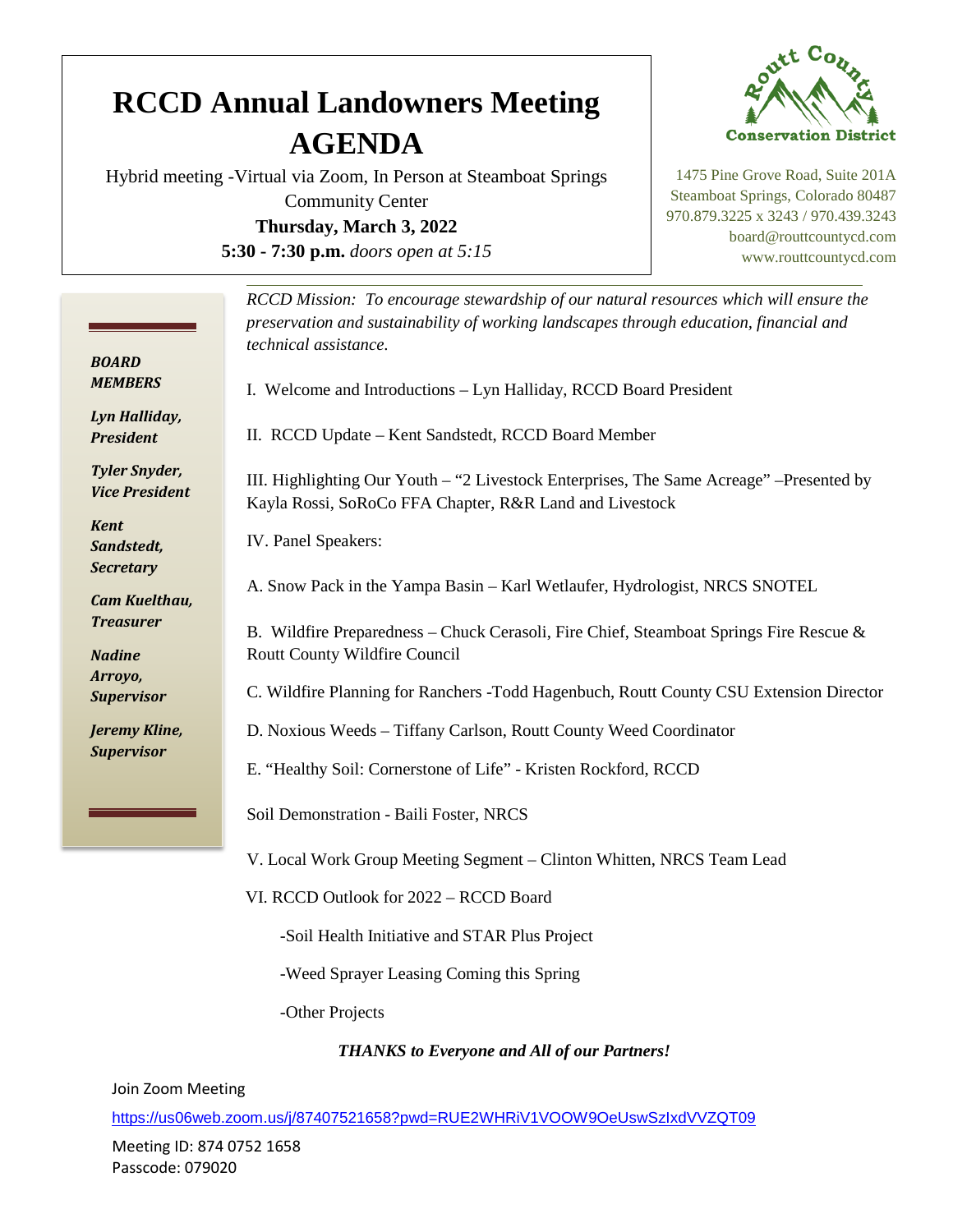# RCCD Annual Landowners Meeting AGENDA

Hybrid meeting -Virtual via Zoom, In Person at Steamboat Springs Community Center

**Thursday, March 3, 2022**

**5:30 - 7:30 p.m.** *doors open at 5:15*

Routt County Conservation District

1475 Pine Grove Road, Suite 201A
Steamboat Springs, Colorado 80487
970.879.3225 x 3243 / 970.439.3243
board@routtcountycd.com
www.routtcountycd.com

***BOARD MEMBERS***

***Lyn Halliday, President***

***Tyler Snyder, Vice President***

***Kent Sandstedt, Secretary***

***Cam Kuelthau, Treasurer***

***Nadine Arroyo, Supervisor***

***Jeremy Kline, Supervisor***

*RCCD Mission: To encourage stewardship of our natural resources which will ensure the preservation and sustainability of working landscapes through education, financial and technical assistance.*

I. Welcome and Introductions – Lyn Halliday, RCCD Board President

II. RCCD Update – Kent Sandstedt, RCCD Board Member

III. Highlighting Our Youth – "2 Livestock Enterprises, The Same Acreage" –Presented by Kayla Rossi, SoRoCo FFA Chapter, R&R Land and Livestock

IV. Panel Speakers:

A. Snow Pack in the Yampa Basin – Karl Wetlaufer, Hydrologist, NRCS SNOTEL

B. Wildfire Preparedness – Chuck Cerasoli, Fire Chief, Steamboat Springs Fire Rescue & Routt County Wildfire Council

C. Wildfire Planning for Ranchers -Todd Hagenbuch, Routt County CSU Extension Director

D. Noxious Weeds – Tiffany Carlson, Routt County Weed Coordinator

E. "Healthy Soil: Cornerstone of Life" - Kristen Rockford, RCCD

Soil Demonstration - Baili Foster, NRCS

V. Local Work Group Meeting Segment – Clinton Whitten, NRCS Team Lead

VI. RCCD Outlook for 2022 – RCCD Board

-Soil Health Initiative and STAR Plus Project

-Weed Sprayer Leasing Coming this Spring

-Other Projects

***THANKS to Everyone and All of our Partners!***

Join Zoom Meeting

https://us06web.zoom.us/j/87407521658?pwd=RUE2WHRiV1VOOW9OeUswSzIxdVVZQT09

Meeting ID: 874 0752 1658
Passcode: 079020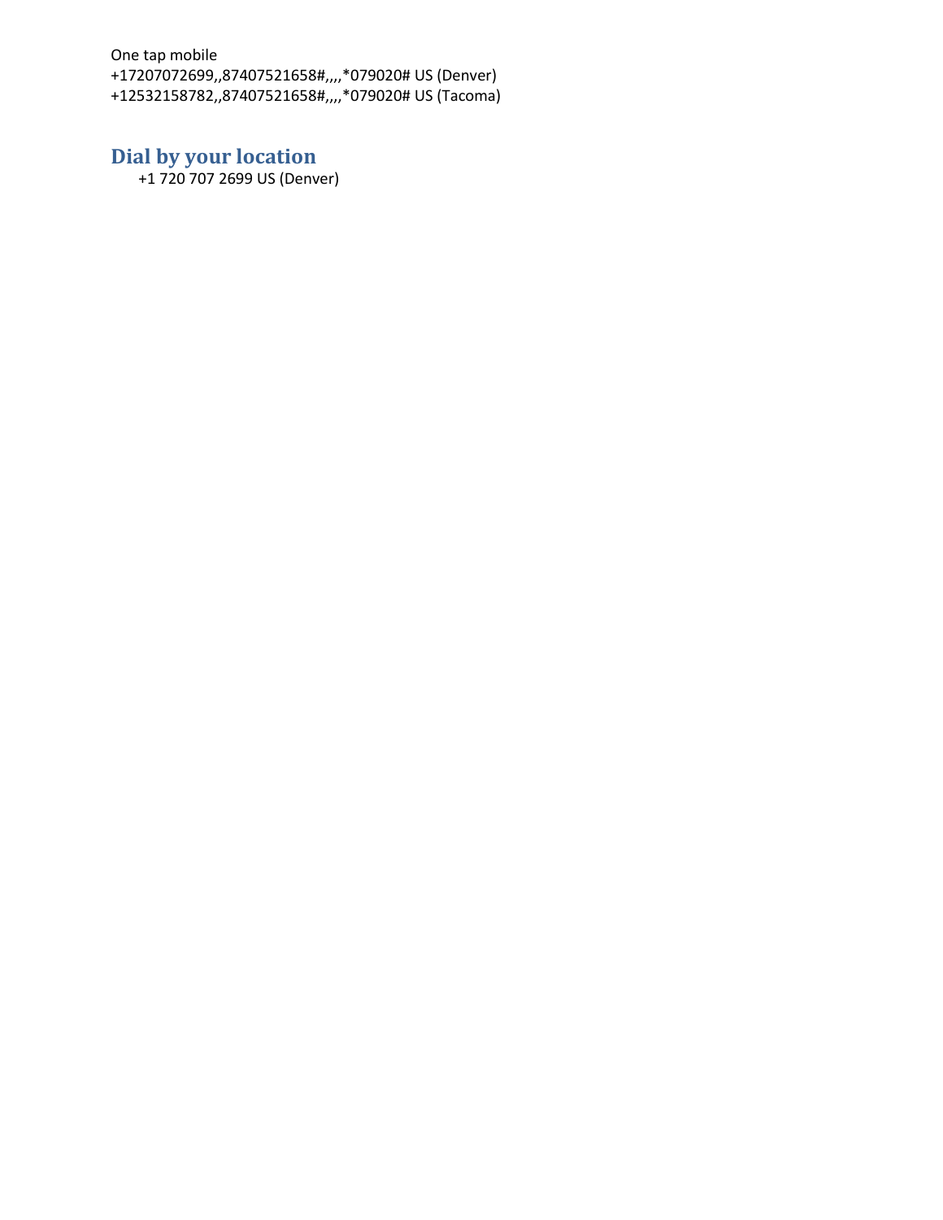One tap mobile
+17207072699,,87407521658#,,,,*079020# US (Denver)
+12532158782,,87407521658#,,,,*079020# US (Tacoma)

## Dial by your location

+1 720 707 2699 US (Denver)